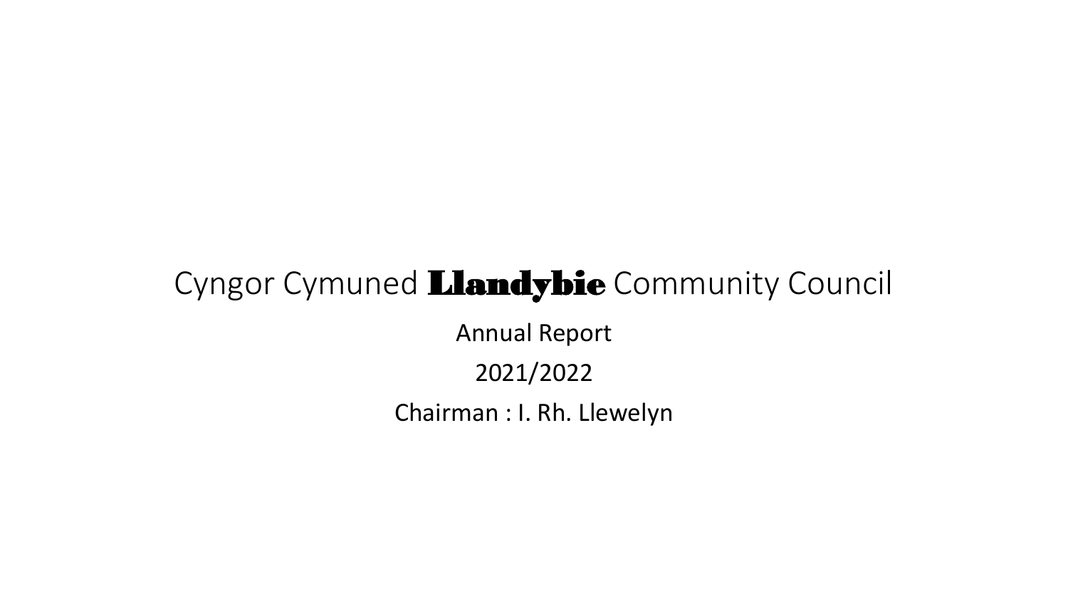# Cyngor Cymuned **Llandybie** Community Council

Annual Report

2021/2022

Chairman : I. Rh. Llewelyn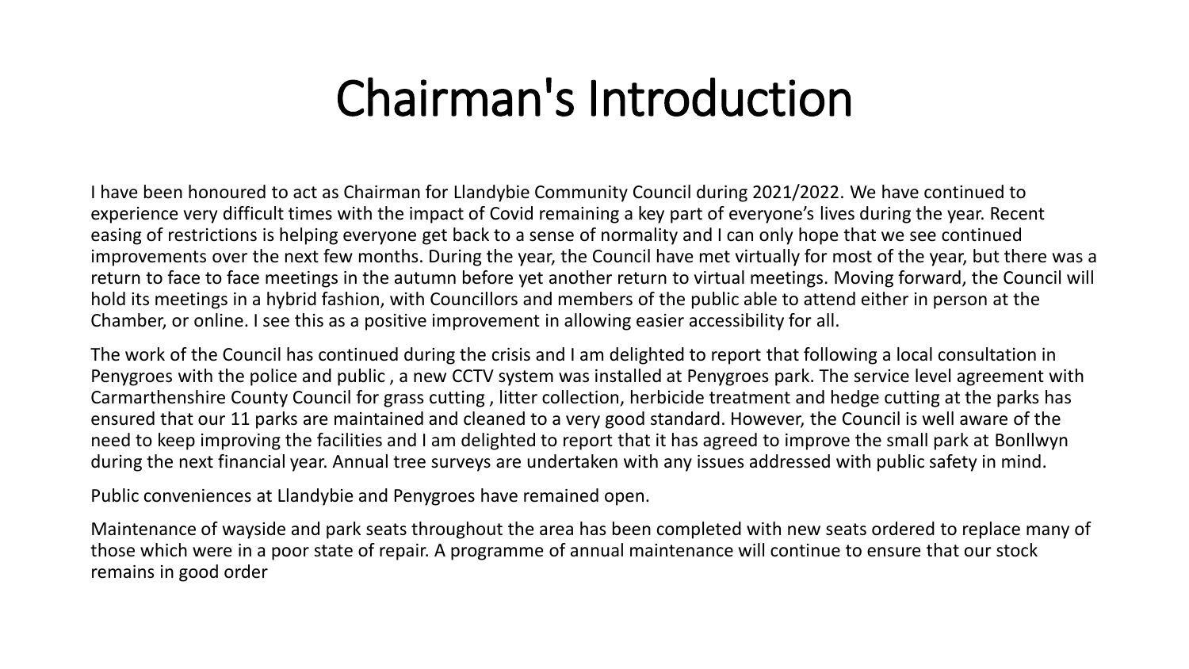# Chairman's Introduction

I have been honoured to act as Chairman for Llandybie Community Council during 2021/2022. We have continued to experience very difficult times with the impact of Covid remaining a key part of everyone's lives during the year. Recent easing of restrictions is helping everyone get back to a sense of normality and I can only hope that we see continued improvements over the next few months. During the year, the Council have met virtually for most of the year, but there was a return to face to face meetings in the autumn before yet another return to virtual meetings. Moving forward, the Council will hold its meetings in a hybrid fashion, with Councillors and members of the public able to attend either in person at the Chamber, or online. I see this as a positive improvement in allowing easier accessibility for all.

The work of the Council has continued during the crisis and I am delighted to report that following a local consultation in Penygroes with the police and public , a new CCTV system was installed at Penygroes park. The service level agreement with Carmarthenshire County Council for grass cutting , litter collection, herbicide treatment and hedge cutting at the parks has ensured that our 11 parks are maintained and cleaned to a very good standard. However, the Council is well aware of the need to keep improving the facilities and I am delighted to report that it has agreed to improve the small park at Bonllwyn during the next financial year. Annual tree surveys are undertaken with any issues addressed with public safety in mind.

Public conveniences at Llandybie and Penygroes have remained open.

Maintenance of wayside and park seats throughout the area has been completed with new seats ordered to replace many of those which were in a poor state of repair. A programme of annual maintenance will continue to ensure that our stock remains in good order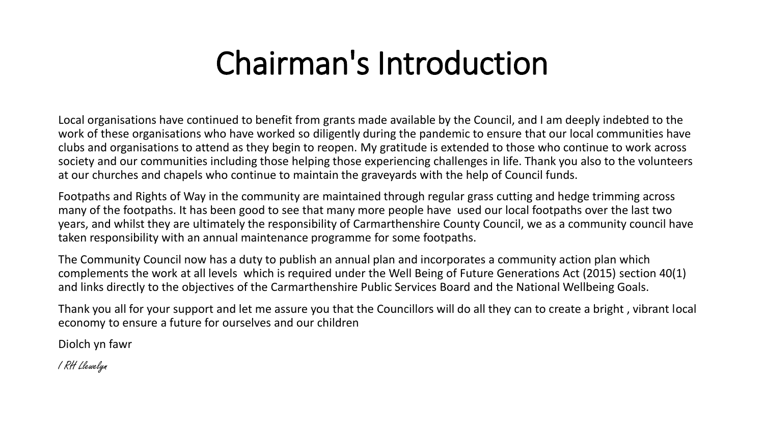# Chairman's Introduction

Local organisations have continued to benefit from grants made available by the Council, and I am deeply indebted to the work of these organisations who have worked so diligently during the pandemic to ensure that our local communities have clubs and organisations to attend as they begin to reopen. My gratitude is extended to those who continue to work across society and our communities including those helping those experiencing challenges in life. Thank you also to the volunteers at our churches and chapels who continue to maintain the graveyards with the help of Council funds.

Footpaths and Rights of Way in the community are maintained through regular grass cutting and hedge trimming across many of the footpaths. It has been good to see that many more people have used our local footpaths over the last two years, and whilst they are ultimately the responsibility of Carmarthenshire County Council, we as a community council have taken responsibility with an annual maintenance programme for some footpaths.

The Community Council now has a duty to publish an annual plan and incorporates a community action plan which complements the work at all levels which is required under the Well Being of Future Generations Act (2015) section 40(1) and links directly to the objectives of the Carmarthenshire Public Services Board and the National Wellbeing Goals.

Thank you all for your support and let me assure you that the Councillors will do all they can to create a bright , vibrant local economy to ensure a future for ourselves and our children

Diolch yn fawr

*I RH Llewelyn*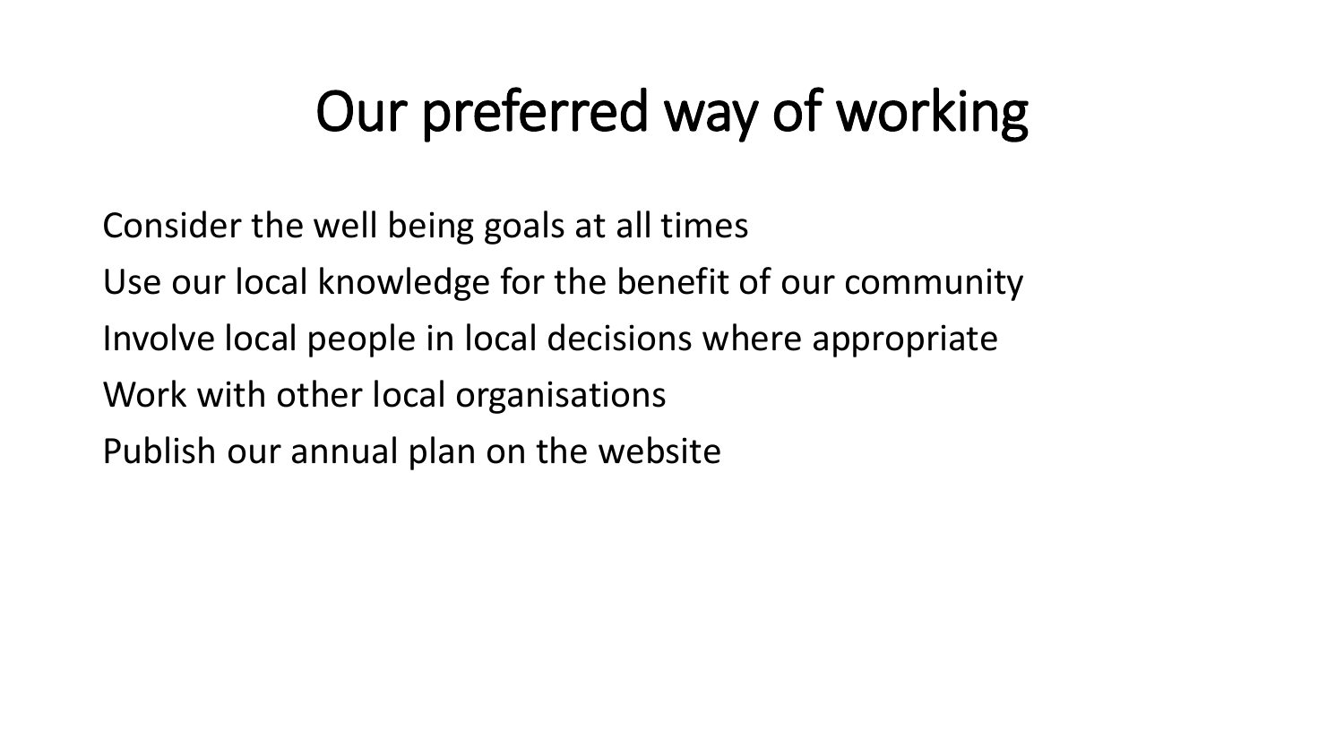# Our preferred way of working

Consider the well being goals at all times

Use our local knowledge for the benefit of our community

Involve local people in local decisions where appropriate

Work with other local organisations

Publish our annual plan on the website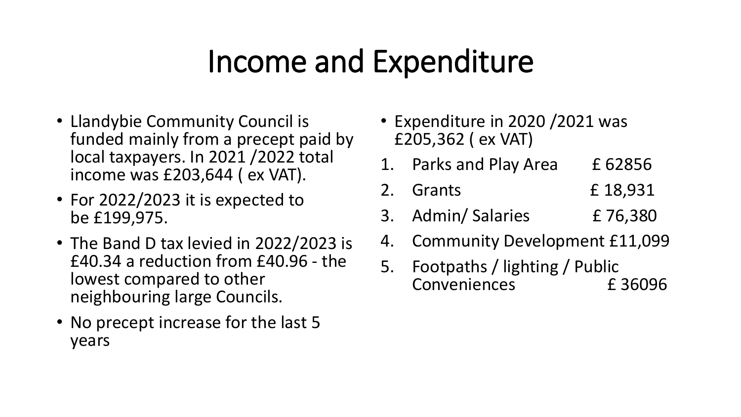# Income and Expenditure

- Llandybie Community Council is funded mainly from a precept paid by local taxpayers. In 2021 /2022 total income was £203,644 ( ex VAT).
- For 2022/2023 it is expected to be £199,975.
- The Band D tax levied in 2022/2023 is £40.34 a reduction from £40.96 - the lowest compared to other neighbouring large Councils.
- No precept increase for the last 5 years

- Expenditure in 2020 /2021 was £205,362 ( ex VAT)

1. Parks and Play Area £ 62856
2. Grants £ 18,931
3. Admin/ Salaries £ 76,380
4. Community Development £11,099
5. Footpaths / lighting / Public Conveniences £ 36096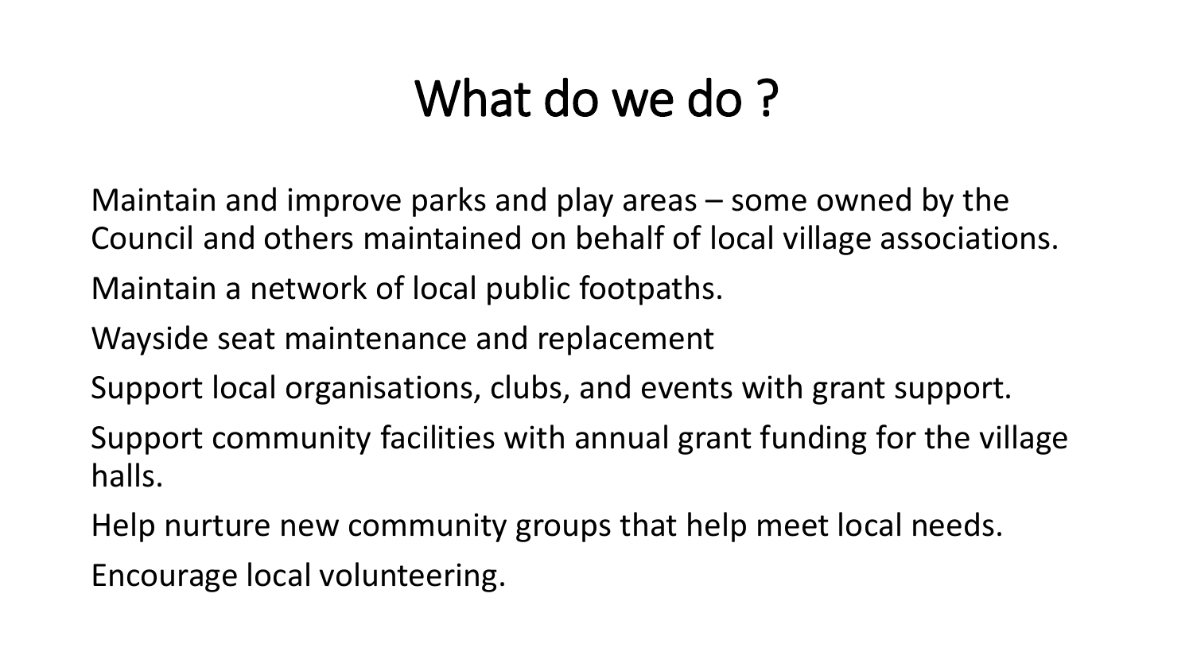# What do we do ?

Maintain and improve parks and play areas – some owned by the Council and others maintained on behalf of local village associations.

Maintain a network of local public footpaths.

Wayside seat maintenance and replacement

Support local organisations, clubs, and events with grant support.

Support community facilities with annual grant funding for the village halls.

Help nurture new community groups that help meet local needs.

Encourage local volunteering.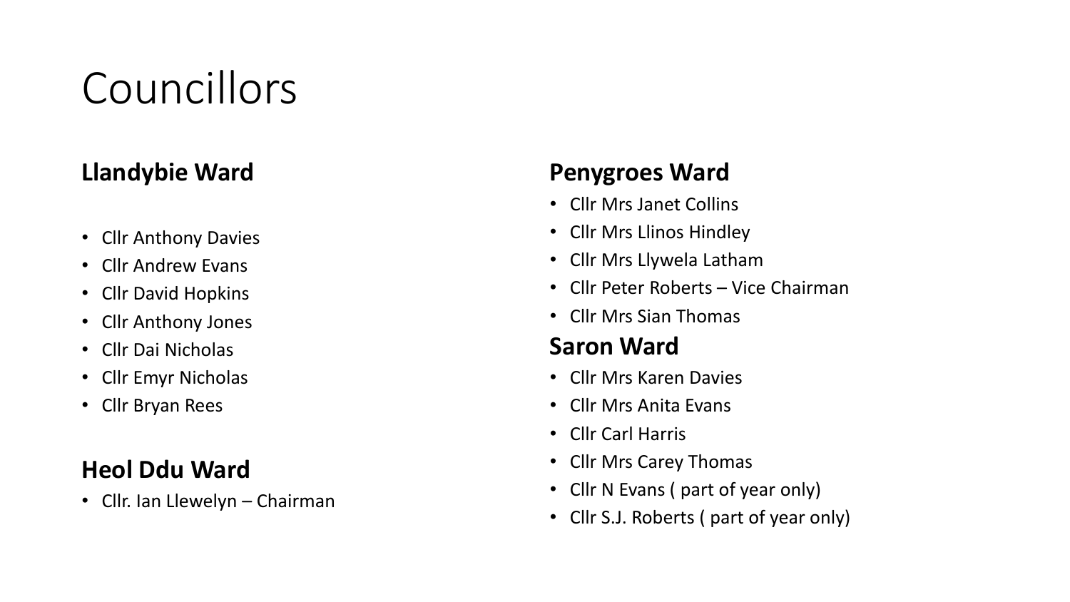# Councillors

## Llandybie Ward

- Cllr Anthony Davies
- Cllr Andrew Evans
- Cllr David Hopkins
- Cllr Anthony Jones
- Cllr Dai Nicholas
- Cllr Emyr Nicholas
- Cllr Bryan Rees

## Heol Ddu Ward

- Cllr. Ian Llewelyn – Chairman

## Penygroes Ward

- Cllr Mrs Janet Collins
- Cllr Mrs Llinos Hindley
- Cllr Mrs Llywela Latham
- Cllr Peter Roberts – Vice Chairman
- Cllr Mrs Sian Thomas

## Saron Ward

- Cllr Mrs Karen Davies
- Cllr Mrs Anita Evans
- Cllr Carl Harris
- Cllr Mrs Carey Thomas
- Cllr N Evans ( part of year only)
- Cllr S.J. Roberts ( part of year only)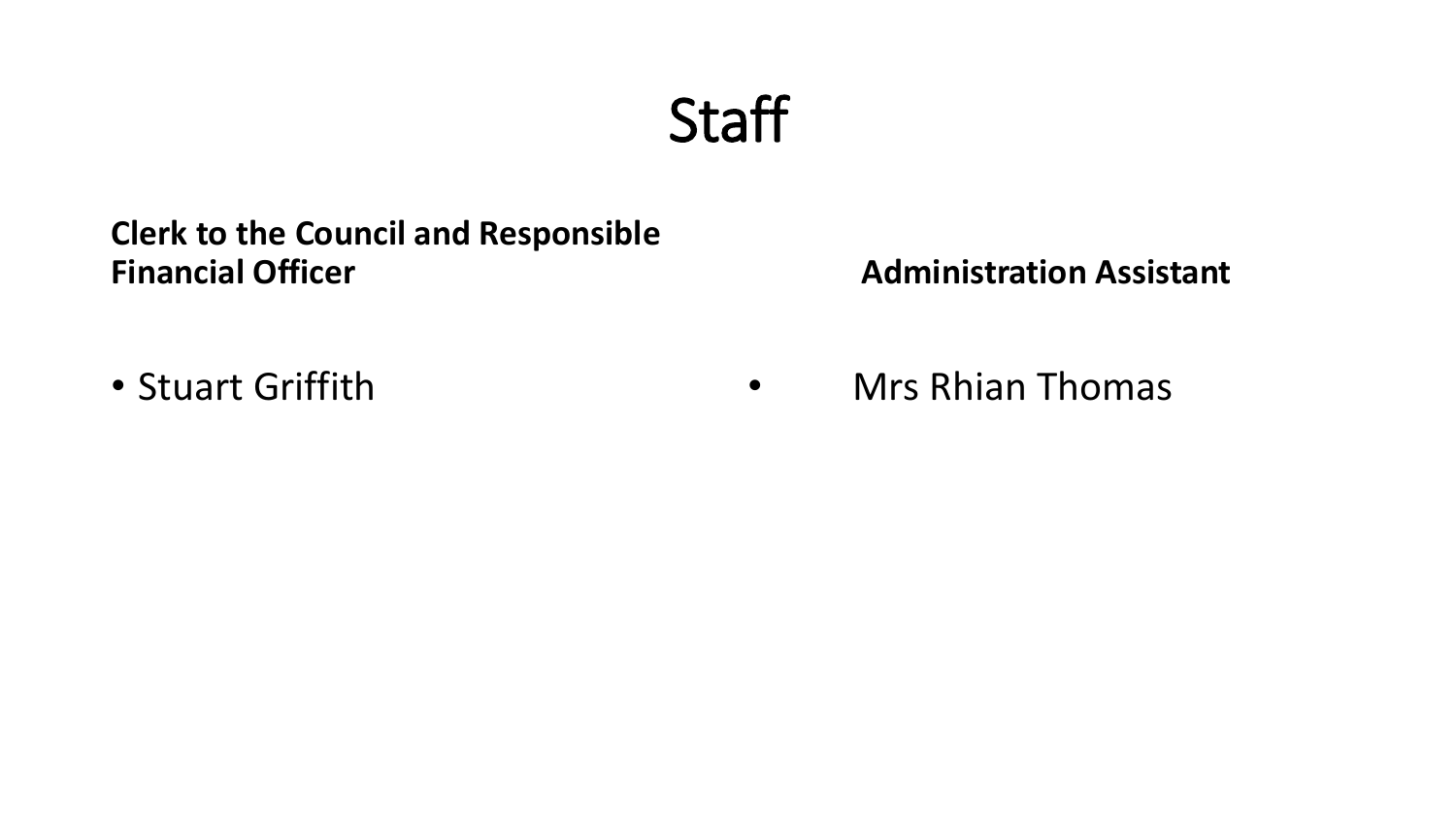# Staff

**Clerk to the Council and Responsible Financial Officer**

- Stuart Griffith

**Administration Assistant**

- Mrs Rhian Thomas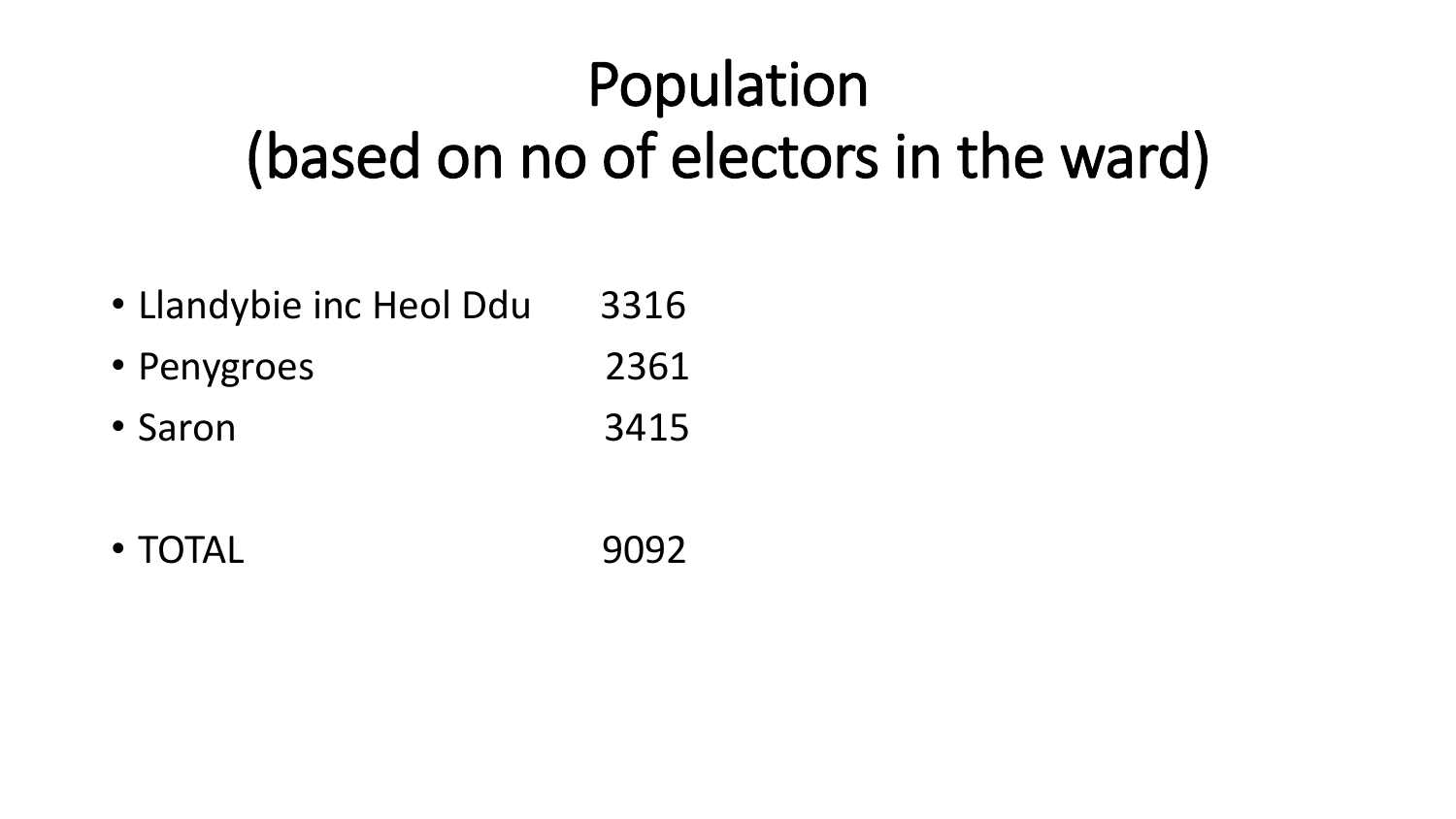# Population
# (based on no of electors in the ward)

- Llandybie inc Heol Ddu 3316
- Penygroes 2361
- Saron 3415

- TOTAL 9092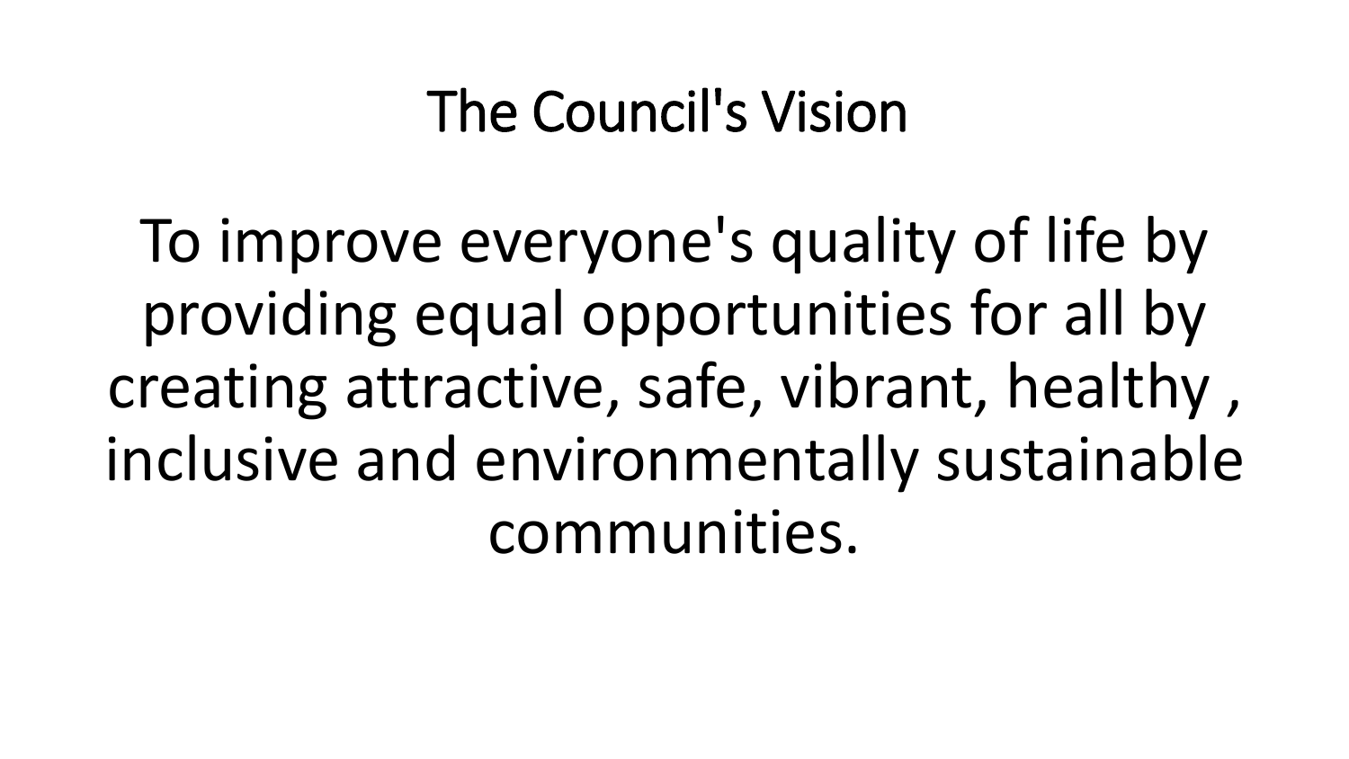# The Council's Vision

To improve everyone's quality of life by providing equal opportunities for all by creating attractive, safe, vibrant, healthy , inclusive and environmentally sustainable communities.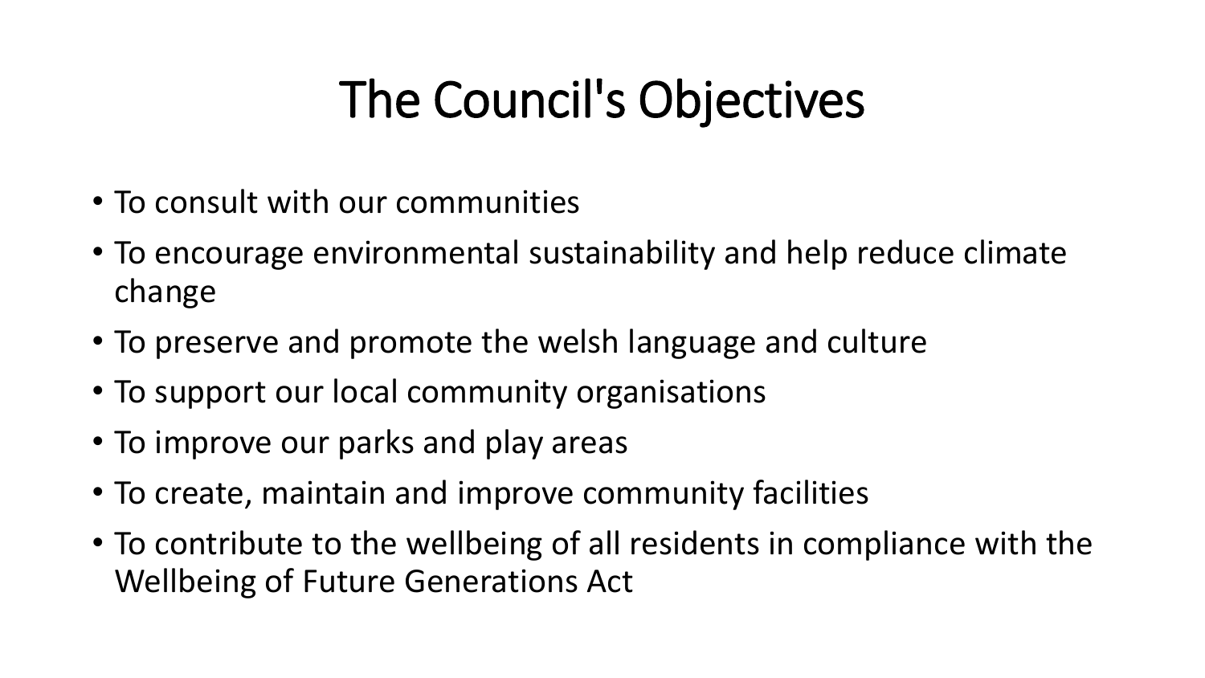# The Council's Objectives

- To consult with our communities
- To encourage environmental sustainability and help reduce climate change
- To preserve and promote the welsh language and culture
- To support our local community organisations
- To improve our parks and play areas
- To create, maintain and improve community facilities
- To contribute to the wellbeing of all residents in compliance with the Wellbeing of Future Generations Act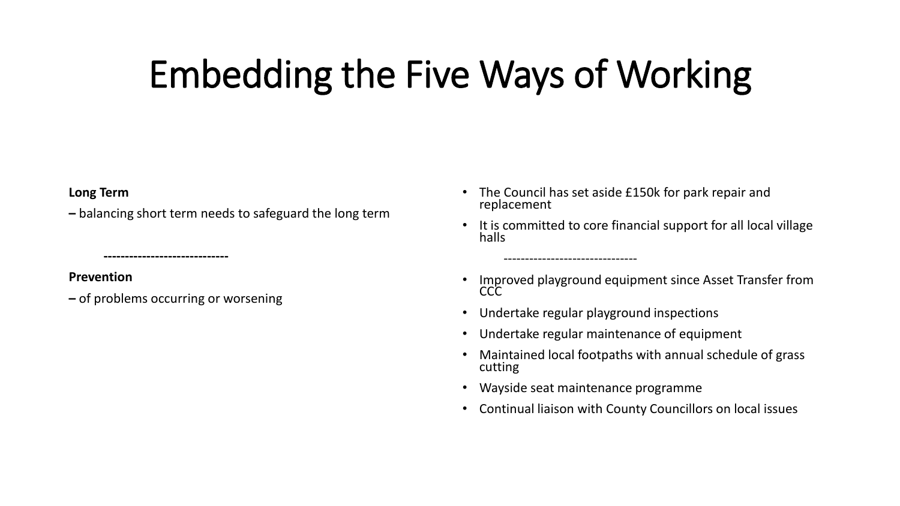# Embedding the Five Ways of Working

**Long Term**

**–** balancing short term needs to safeguard the long term

- The Council has set aside £150k for park repair and replacement
- It is committed to core financial support for all local village halls

----------------------------

**Prevention**

**–** of problems occurring or worsening

- Improved playground equipment since Asset Transfer from CCC
- Undertake regular playground inspections
- Undertake regular maintenance of equipment
- Maintained local footpaths with annual schedule of grass cutting
- Wayside seat maintenance programme
- Continual liaison with County Councillors on local issues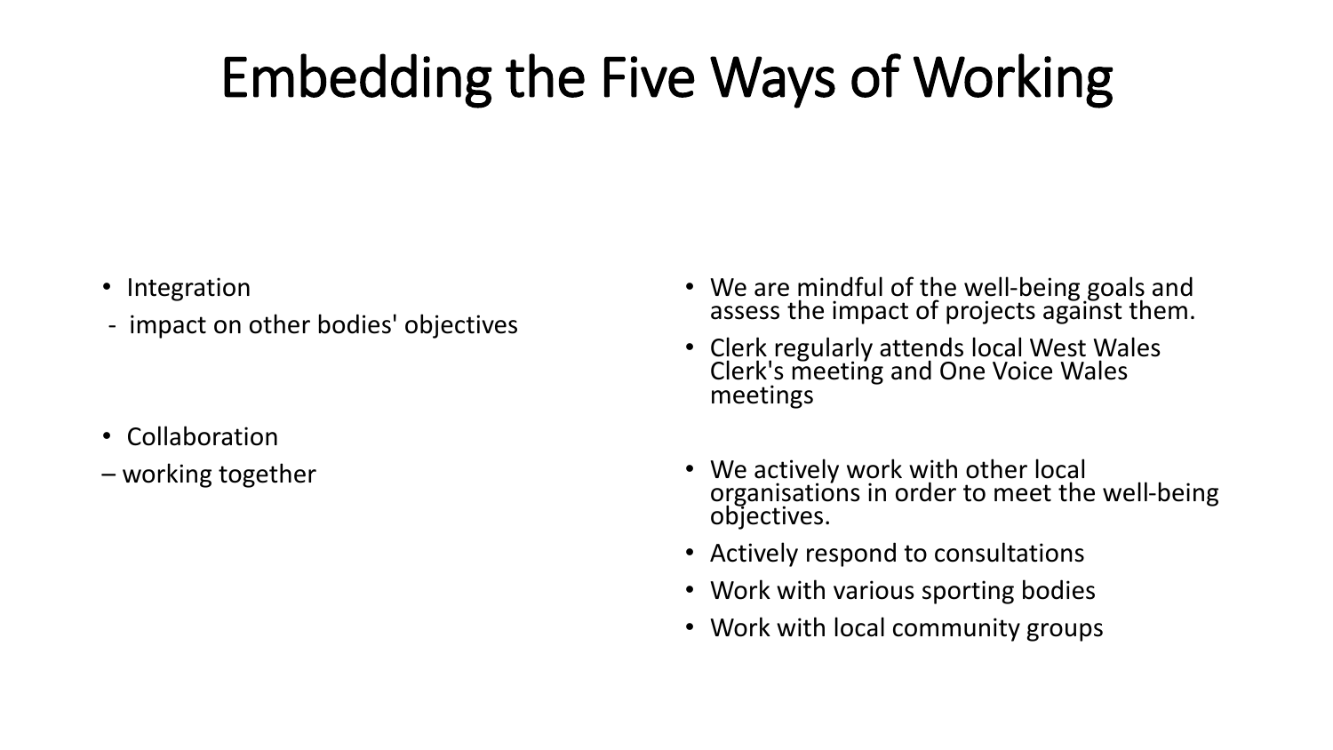# Embedding the Five Ways of Working

- Integration
  - impact on other bodies' objectives

- We are mindful of the well-being goals and assess the impact of projects against them.
- Clerk regularly attends local West Wales Clerk's meeting and One Voice Wales meetings

- Collaboration

– working together

- We actively work with other local organisations in order to meet the well-being objectives.
- Actively respond to consultations
- Work with various sporting bodies
- Work with local community groups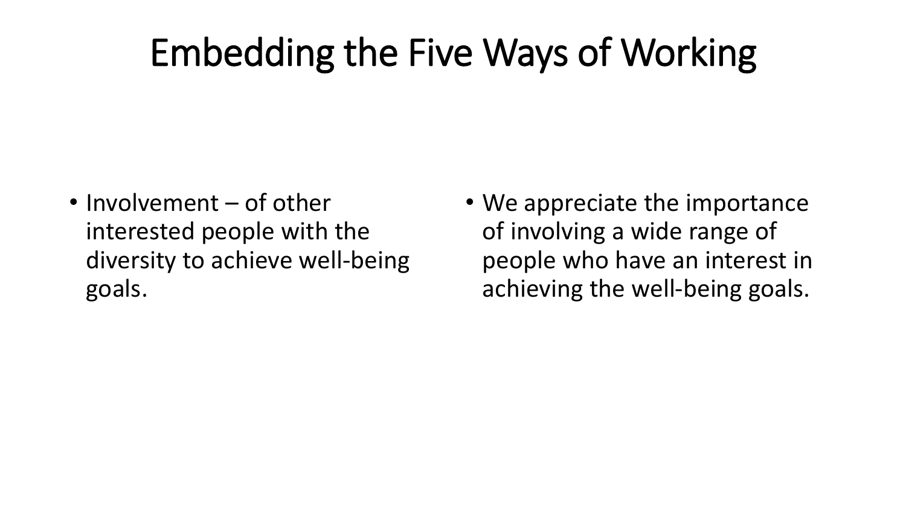# Embedding the Five Ways of Working

- Involvement – of other interested people with the diversity to achieve well-being goals.

- We appreciate the importance of involving a wide range of people who have an interest in achieving the well-being goals.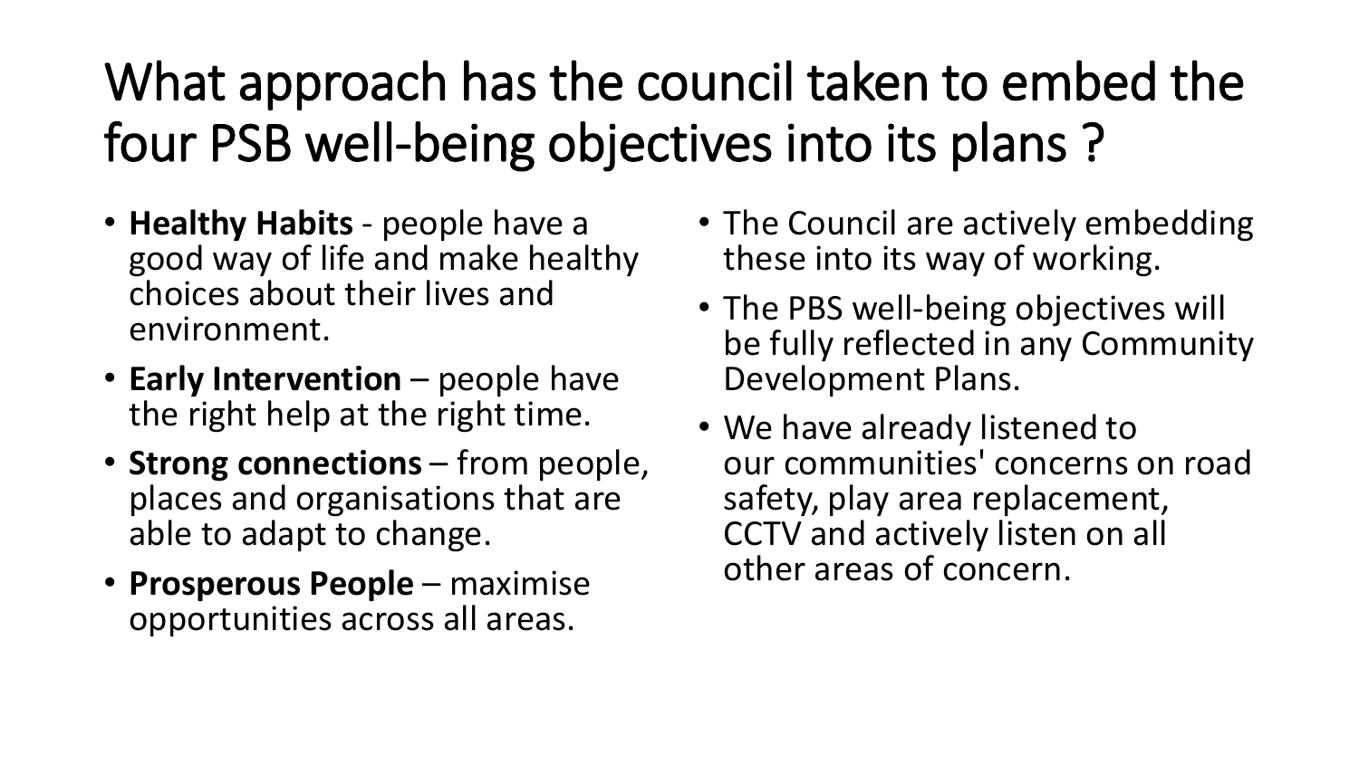# What approach has the council taken to embed the four PSB well-being objectives into its plans ?

- **Healthy Habits** - people have a good way of life and make healthy choices about their lives and environment.
- **Early Intervention** – people have the right help at the right time.
- **Strong connections** – from people, places and organisations that are able to adapt to change.
- **Prosperous People** – maximise opportunities across all areas.

- The Council are actively embedding these into its way of working.
- The PBS well-being objectives will be fully reflected in any Community Development Plans.
- We have already listened to our communities' concerns on road safety, play area replacement, CCTV and actively listen on all other areas of concern.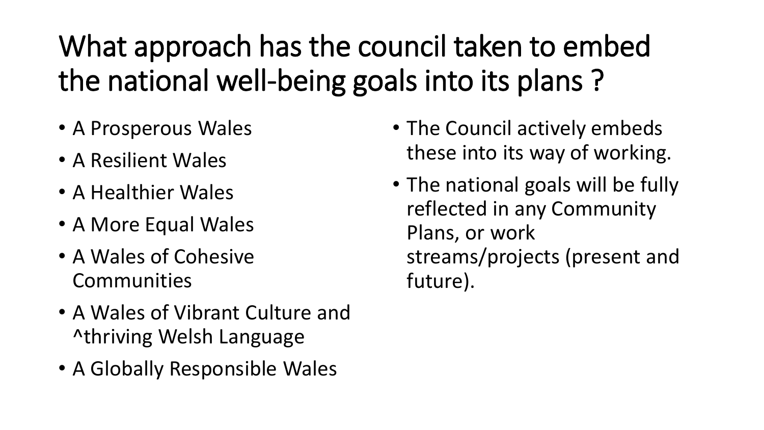# What approach has the council taken to embed the national well-being goals into its plans ?

- A Prosperous Wales
- A Resilient Wales
- A Healthier Wales
- A More Equal Wales
- A Wales of Cohesive Communities
- A Wales of Vibrant Culture and ^thriving Welsh Language
- A Globally Responsible Wales

- The Council actively embeds these into its way of working.
- The national goals will be fully reflected in any Community Plans, or work streams/projects (present and future).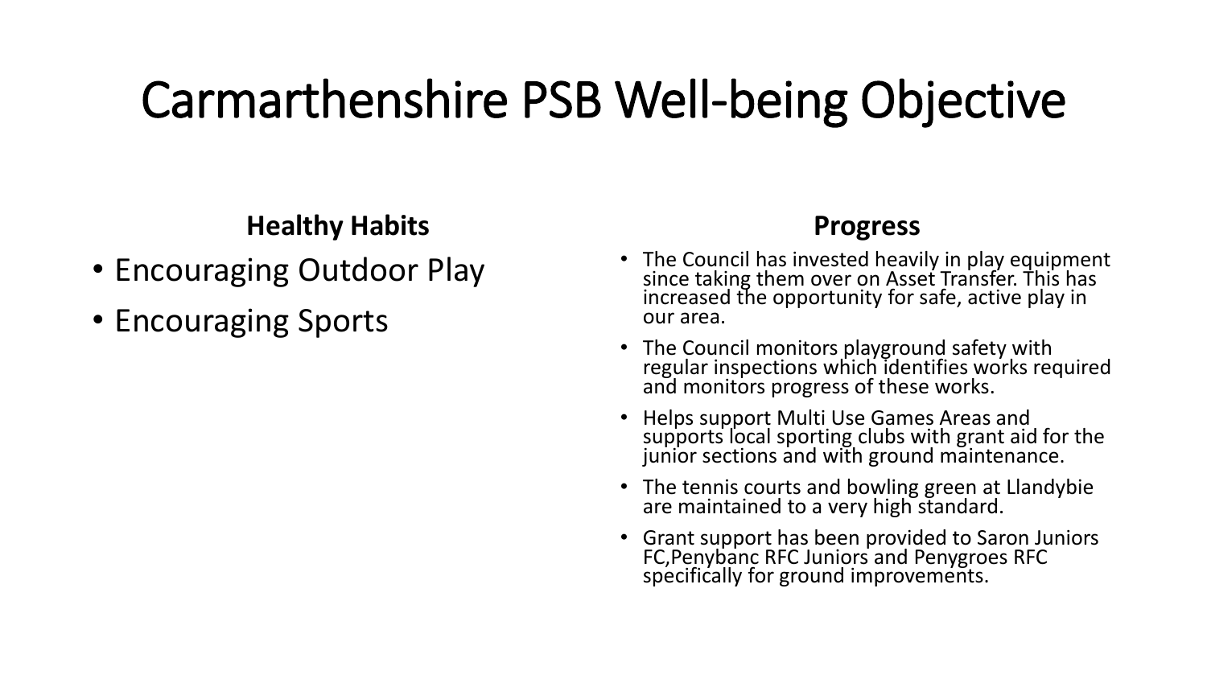# Carmarthenshire PSB Well-being Objective

**Healthy Habits**

- Encouraging Outdoor Play
- Encouraging Sports

**Progress**

- The Council has invested heavily in play equipment since taking them over on Asset Transfer. This has increased the opportunity for safe, active play in our area.
- The Council monitors playground safety with regular inspections which identifies works required and monitors progress of these works.
- Helps support Multi Use Games Areas and supports local sporting clubs with grant aid for the junior sections and with ground maintenance.
- The tennis courts and bowling green at Llandybie are maintained to a very high standard.
- Grant support has been provided to Saron Juniors FC,Penybanc RFC Juniors and Penygroes RFC specifically for ground improvements.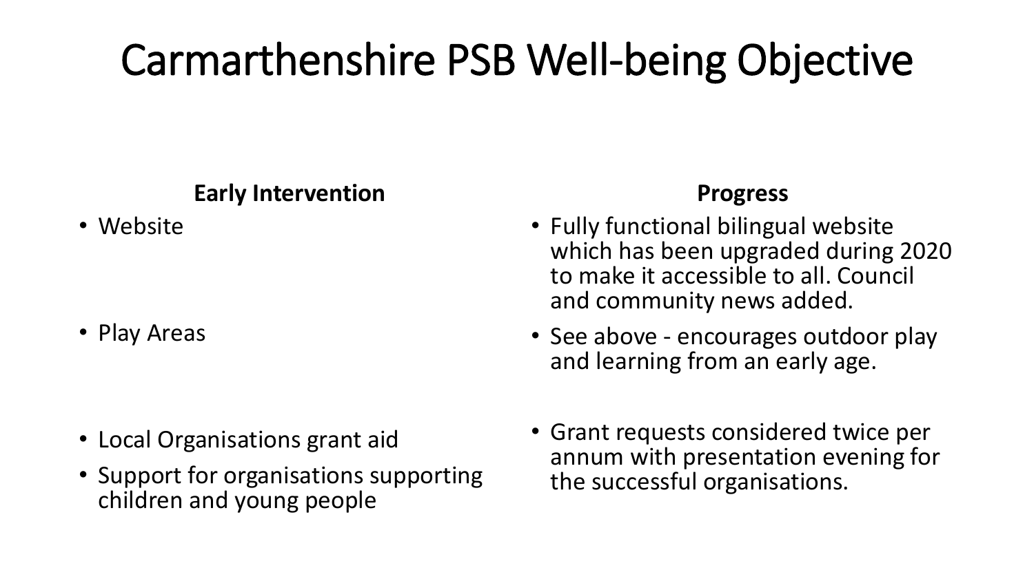# Carmarthenshire PSB Well-being Objective

| Early Intervention | Progress |
| --- | --- |
| • Website | • Fully functional bilingual website which has been upgraded during 2020 to make it accessible to all. Council and community news added. |
| • Play Areas | • See above - encourages outdoor play and learning from an early age. |
| • Local Organisations grant aid<br>• Support for organisations supporting children and young people | • Grant requests considered twice per annum with presentation evening for the successful organisations. |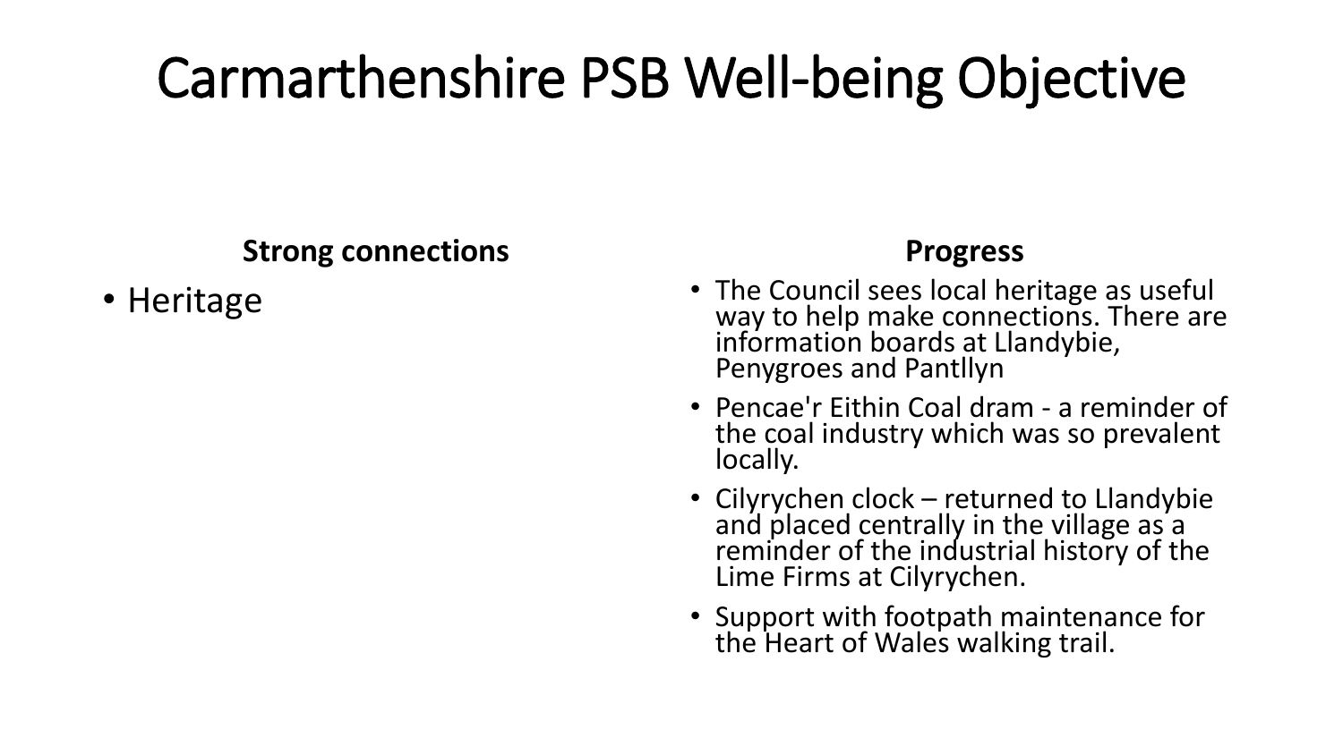# Carmarthenshire PSB Well-being Objective

**Strong connections**

- Heritage

**Progress**

- The Council sees local heritage as useful way to help make connections. There are information boards at Llandybie, Penygroes and Pantllyn
- Pencae'r Eithin Coal dram - a reminder of the coal industry which was so prevalent locally.
- Cilyrychen clock – returned to Llandybie and placed centrally in the village as a reminder of the industrial history of the Lime Firms at Cilyrychen.
- Support with footpath maintenance for the Heart of Wales walking trail.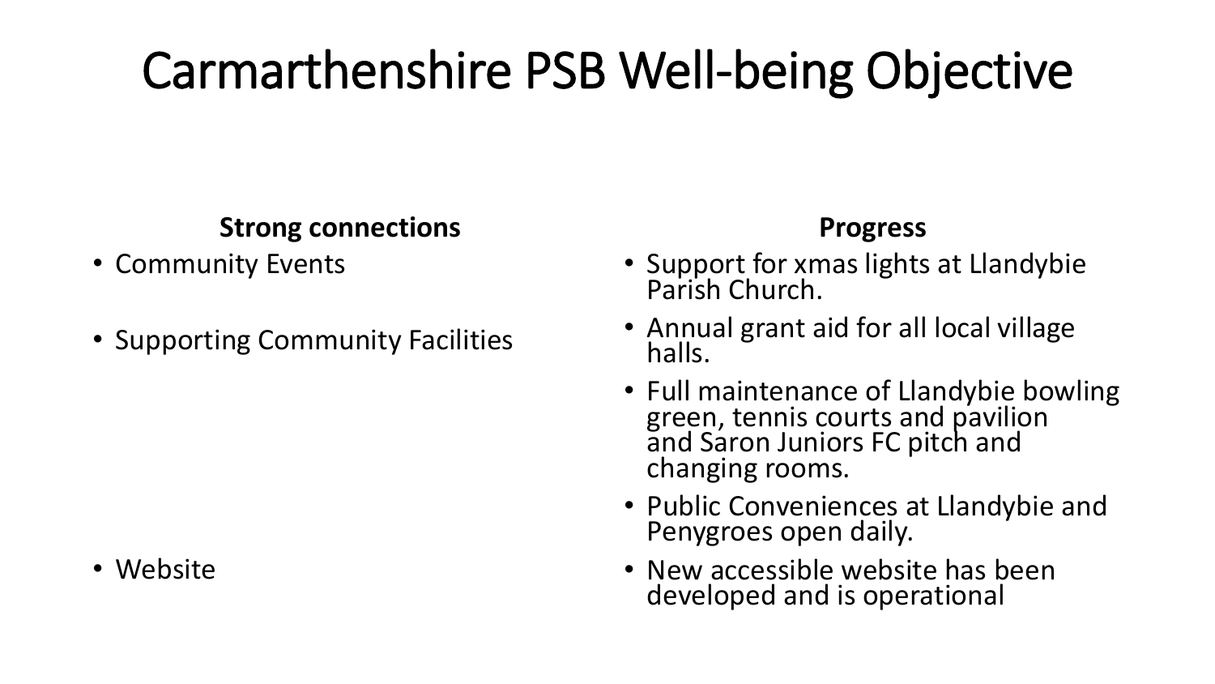# Carmarthenshire PSB Well-being Objective

| Strong connections | Progress |
| --- | --- |
| Community Events | Support for xmas lights at Llandybie Parish Church. |
| Supporting Community Facilities | Annual grant aid for all local village halls. |
| | Full maintenance of Llandybie bowling green, tennis courts and pavilion and Saron Juniors FC pitch and changing rooms. |
| | Public Conveniences at Llandybie and Penygroes open daily. |
| Website | New accessible website has been developed and is operational |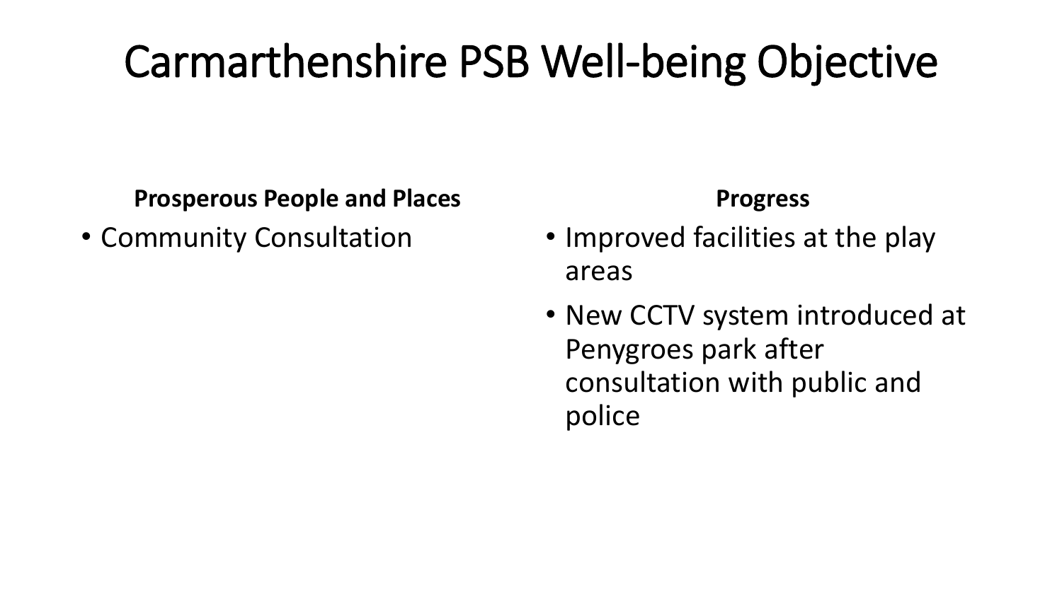# Carmarthenshire PSB Well-being Objective

**Prosperous People and Places**

- Community Consultation

**Progress**

- Improved facilities at the play areas
- New CCTV system introduced at Penygroes park after consultation with public and police